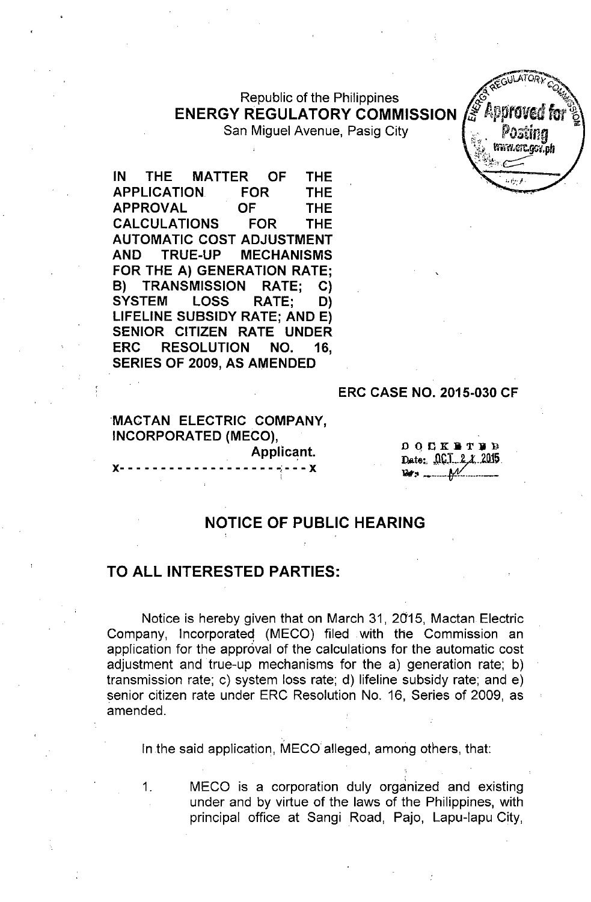Republic of the Philippines
**ENERGY REGULATORY COMMISSION**
San Miguel Avenue, Pasig City

**IN THE MATTER OF THE APPLICATION FOR THE APPROVAL OF THE CALCULATIONS FOR THE AUTOMATIC COST ADJUSTMENT AND TRUE-UP MECHANISMS FOR THE A) GENERATION RATE; B) TRANSMISSION RATE; C) SYSTEM LOSS RATE; D) LIFELINE SUBSIDY RATE; AND E) SENIOR CITIZEN RATE UNDER ERC RESOLUTION NO. 16, SERIES OF 2009, AS AMENDED**

**ERC CASE NO. 2015-030 CF**

**MACTAN ELECTRIC COMPANY, INCORPORATED (MECO),**
**Applicant.**
x- - - - - - - - - - - - - - - - - - - - - - - x

DOCKETED
Date: OCT 21 2015

## NOTICE OF PUBLIC HEARING

## TO ALL INTERESTED PARTIES:

Notice is hereby given that on March 31, 2015, Mactan Electric Company, Incorporated (MECO) filed with the Commission an application for the approval of the calculations for the automatic cost adjustment and true-up mechanisms for the a) generation rate; b) transmission rate; c) system loss rate; d) lifeline subsidy rate; and e) senior citizen rate under ERC Resolution No. 16, Series of 2009, as amended.

In the said application, MECO alleged, among others, that:

1. MECO is a corporation duly organized and existing under and by virtue of the laws of the Philippines, with principal office at Sangi Road, Pajo, Lapu-lapu City,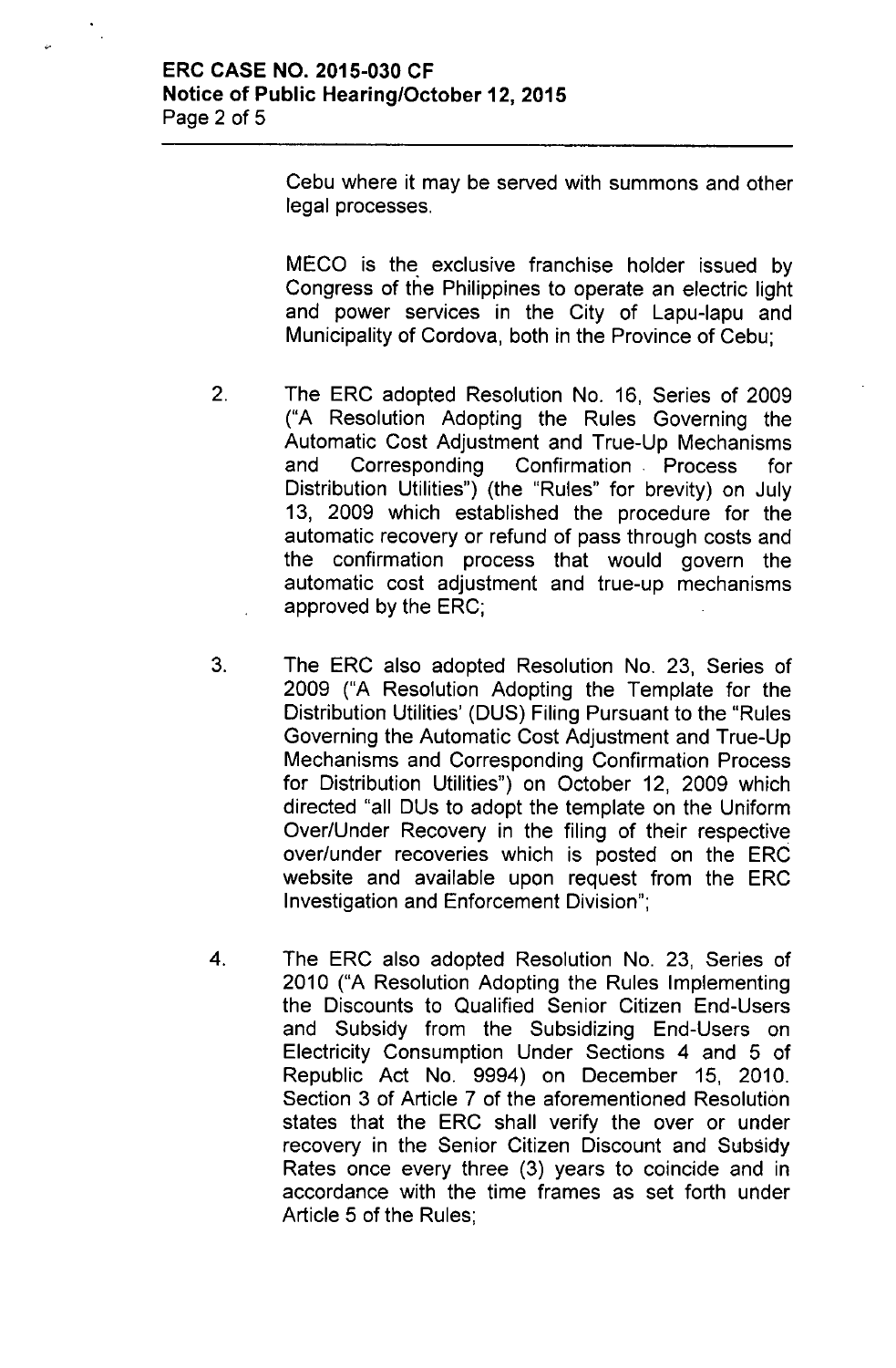Cebu where it may be served with summons and other legal processes.

MECO is the exclusive franchise holder issued by Congress of the Philippines to operate an electric light and power services in the City of Lapu-lapu and Municipality of Cordova, both in the Province of Cebu;

2. The ERC adopted Resolution No. 16, Series of 2009 ("A Resolution Adopting the Rules Governing the Automatic Cost Adjustment and True-Up Mechanisms and Corresponding Confirmation Process for Distribution Utilities") (the "Rules" for brevity) on July 13, 2009 which established the procedure for the automatic recovery or refund of pass through costs and the confirmation process that would govern the automatic cost adjustment and true-up mechanisms approved by the ERC;

3. The ERC also adopted Resolution No. 23, Series of 2009 ("A Resolution Adopting the Template for the Distribution Utilities' (DUS) Filing Pursuant to the "Rules Governing the Automatic Cost Adjustment and True-Up Mechanisms and Corresponding Confirmation Process for Distribution Utilities") on October 12, 2009 which directed "all DUs to adopt the template on the Uniform Over/Under Recovery in the filing of their respective over/under recoveries which is posted on the ERC website and available upon request from the ERC Investigation and Enforcement Division";

4. The ERC also adopted Resolution No. 23, Series of 2010 ("A Resolution Adopting the Rules Implementing the Discounts to Qualified Senior Citizen End-Users and Subsidy from the Subsidizing End-Users on Electricity Consumption Under Sections 4 and 5 of Republic Act No. 9994) on December 15, 2010. Section 3 of Article 7 of the aforementioned Resolution states that the ERC shall verify the over or under recovery in the Senior Citizen Discount and Subsidy Rates once every three (3) years to coincide and in accordance with the time frames as set forth under Article 5 of the Rules;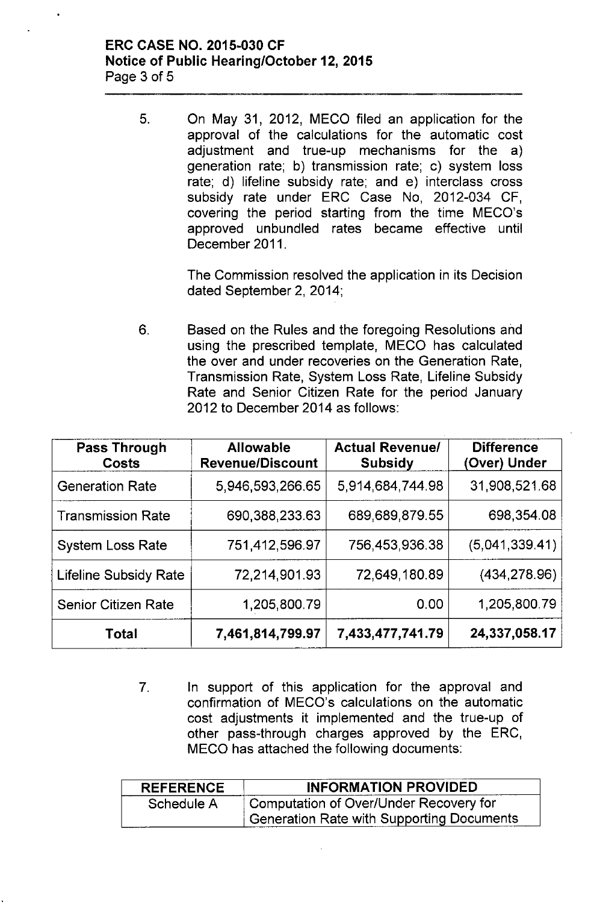5. On May 31, 2012, MECO filed an application for the approval of the calculations for the automatic cost adjustment and true-up mechanisms for the a) generation rate; b) transmission rate; c) system loss rate; d) lifeline subsidy rate; and e) interclass cross subsidy rate under ERC Case No, 2012-034 CF, covering the period starting from the time MECO's approved unbundled rates became effective until December 2011.

   The Commission resolved the application in its Decision dated September 2, 2014;

6. Based on the Rules and the foregoing Resolutions and using the prescribed template, MECO has calculated the over and under recoveries on the Generation Rate, Transmission Rate, System Loss Rate, Lifeline Subsidy Rate and Senior Citizen Rate for the period January 2012 to December 2014 as follows:

| Pass Through Costs | Allowable Revenue/Discount | Actual Revenue/ Subsidy | Difference (Over) Under |
|---|---|---|---|
| Generation Rate | 5,946,593,266.65 | 5,914,684,744.98 | 31,908,521.68 |
| Transmission Rate | 690,388,233.63 | 689,689,879.55 | 698,354.08 |
| System Loss Rate | 751,412,596.97 | 756,453,936.38 | (5,041,339.41) |
| Lifeline Subsidy Rate | 72,214,901.93 | 72,649,180.89 | (434,278.96) |
| Senior Citizen Rate | 1,205,800.79 | 0.00 | 1,205,800.79 |
| **Total** | **7,461,814,799.97** | **7,433,477,741.79** | **24,337,058.17** |

7. In support of this application for the approval and confirmation of MECO's calculations on the automatic cost adjustments it implemented and the true-up of other pass-through charges approved by the ERC, MECO has attached the following documents:

| REFERENCE | INFORMATION PROVIDED |
|---|---|
| Schedule A | Computation of Over/Under Recovery for Generation Rate with Supporting Documents |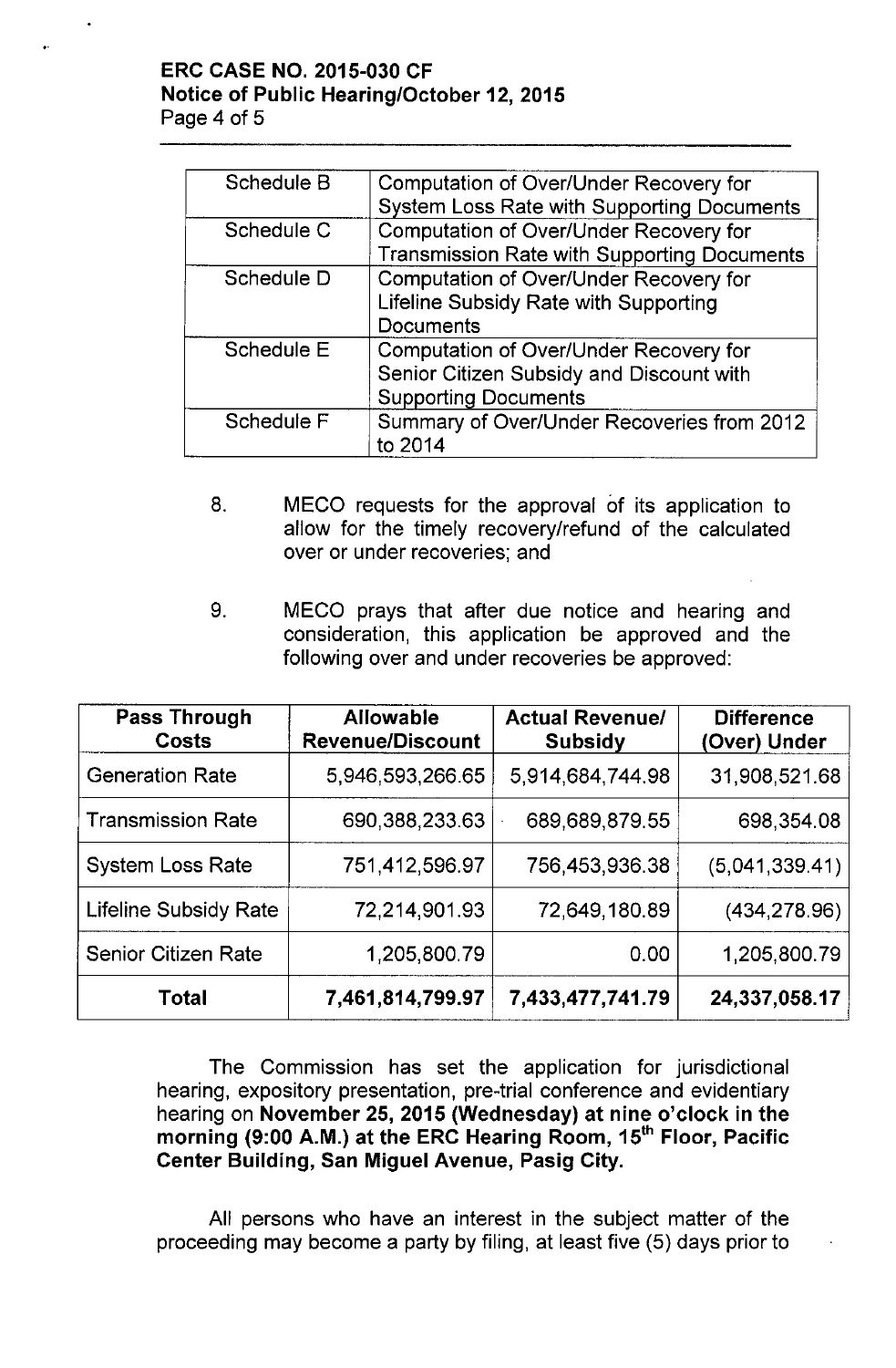| Schedule B | Computation of Over/Under Recovery for System Loss Rate with Supporting Documents |
|---|---|
| Schedule C | Computation of Over/Under Recovery for Transmission Rate with Supporting Documents |
| Schedule D | Computation of Over/Under Recovery for Lifeline Subsidy Rate with Supporting Documents |
| Schedule E | Computation of Over/Under Recovery for Senior Citizen Subsidy and Discount with Supporting Documents |
| Schedule F | Summary of Over/Under Recoveries from 2012 to 2014 |

8. MECO requests for the approval of its application to allow for the timely recovery/refund of the calculated over or under recoveries; and

9. MECO prays that after due notice and hearing and consideration, this application be approved and the following over and under recoveries be approved:

| Pass Through Costs | Allowable Revenue/Discount | Actual Revenue/ Subsidy | Difference (Over) Under |
|---|---|---|---|
| Generation Rate | 5,946,593,266.65 | 5,914,684,744.98 | 31,908,521.68 |
| Transmission Rate | 690,388,233.63 | 689,689,879.55 | 698,354.08 |
| System Loss Rate | 751,412,596.97 | 756,453,936.38 | (5,041,339.41) |
| Lifeline Subsidy Rate | 72,214,901.93 | 72,649,180.89 | (434,278.96) |
| Senior Citizen Rate | 1,205,800.79 | 0.00 | 1,205,800.79 |
| **Total** | **7,461,814,799.97** | **7,433,477,741.79** | **24,337,058.17** |

The Commission has set the application for jurisdictional hearing, expository presentation, pre-trial conference and evidentiary hearing on **November 25, 2015 (Wednesday) at nine o'clock in the morning (9:00 A.M.) at the ERC Hearing Room, 15th Floor, Pacific Center Building, San Miguel Avenue, Pasig City.**

All persons who have an interest in the subject matter of the proceeding may become a party by filing, at least five (5) days prior to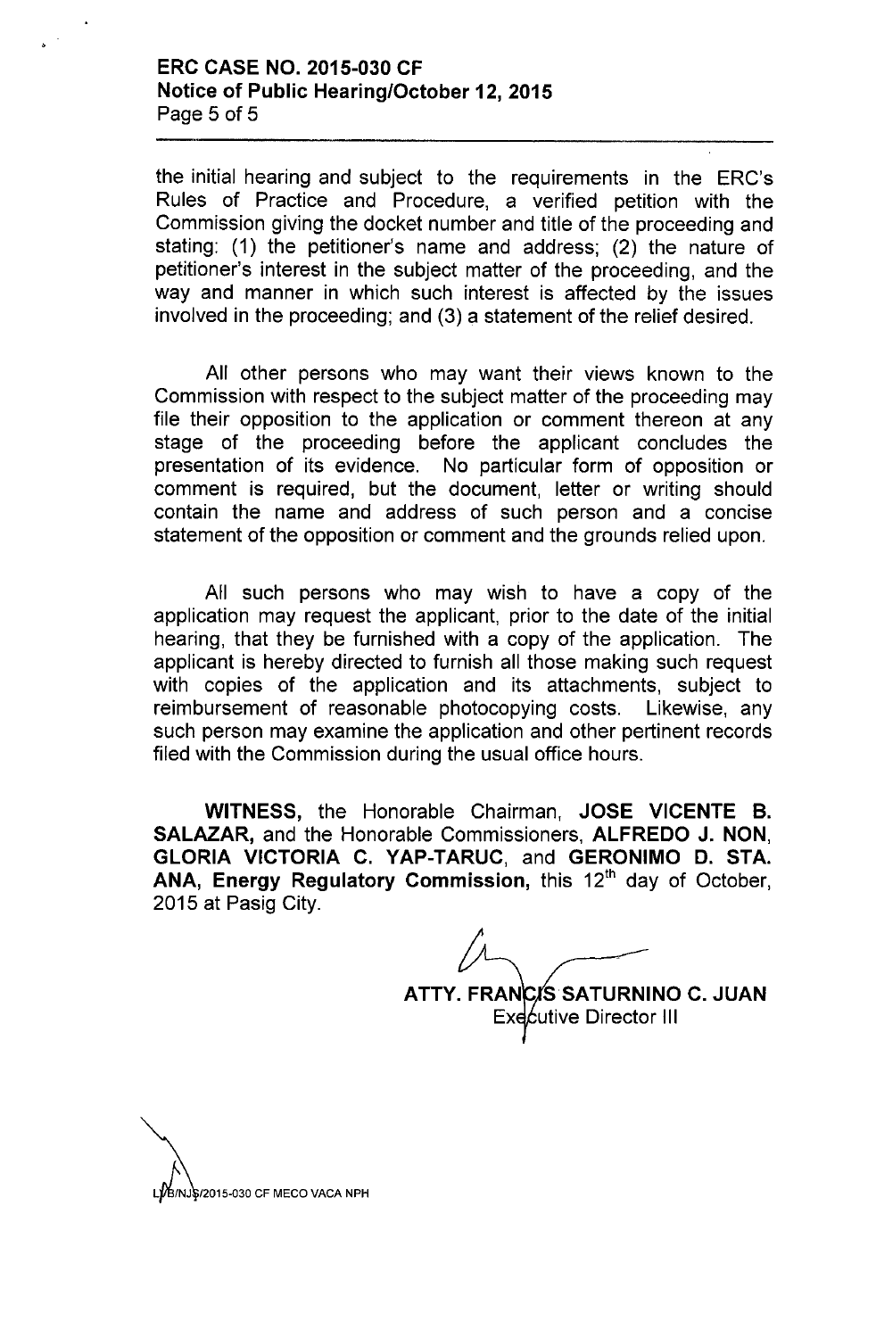the initial hearing and subject to the requirements in the ERC's Rules of Practice and Procedure, a verified petition with the Commission giving the docket number and title of the proceeding and stating: (1) the petitioner's name and address; (2) the nature of petitioner's interest in the subject matter of the proceeding, and the way and manner in which such interest is affected by the issues involved in the proceeding; and (3) a statement of the relief desired.

All other persons who may want their views known to the Commission with respect to the subject matter of the proceeding may file their opposition to the application or comment thereon at any stage of the proceeding before the applicant concludes the presentation of its evidence. No particular form of opposition or comment is required, but the document, letter or writing should contain the name and address of such person and a concise statement of the opposition or comment and the grounds relied upon.

All such persons who may wish to have a copy of the application may request the applicant, prior to the date of the initial hearing, that they be furnished with a copy of the application. The applicant is hereby directed to furnish all those making such request with copies of the application and its attachments, subject to reimbursement of reasonable photocopying costs. Likewise, any such person may examine the application and other pertinent records filed with the Commission during the usual office hours.

**WITNESS,** the Honorable Chairman, **JOSE VICENTE B. SALAZAR,** and the Honorable Commissioners, **ALFREDO J. NON, GLORIA VICTORIA C. YAP-TARUC,** and **GERONIMO D. STA. ANA, Energy Regulatory Commission,** this 12th day of October, 2015 at Pasig City.

**ATTY. FRANCIS SATURNINO C. JUAN**
Executive Director III

LPB/NJS/2015-030 CF MECO VACA NPH